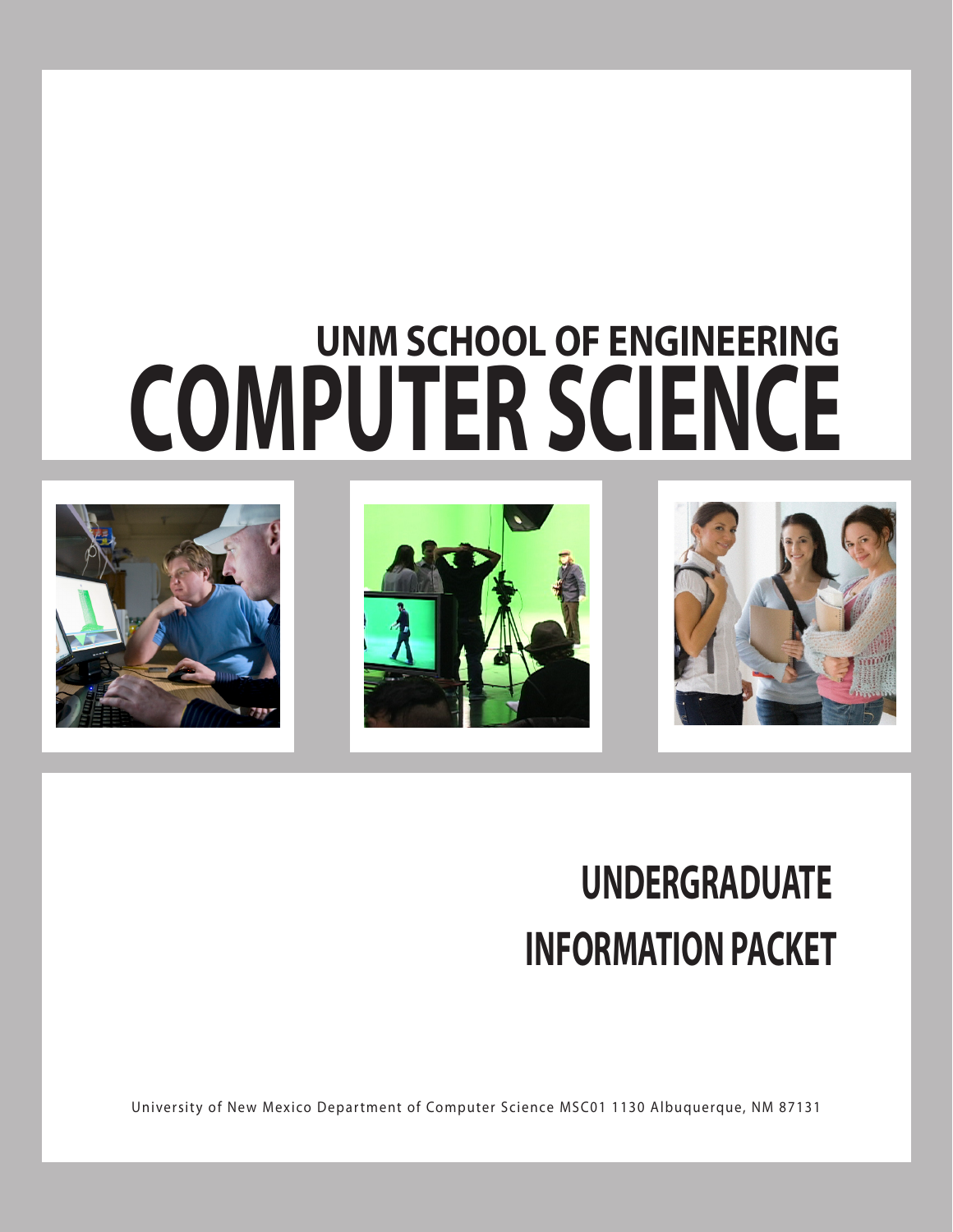## UNM SCHOOL OF ENGINEERING

# COMPUTER SCIENCE

## UNDERGRADUATE INFORMATION PACKET

University of New Mexico Department of Computer Science MSC01 1130 Albuquerque, NM 87131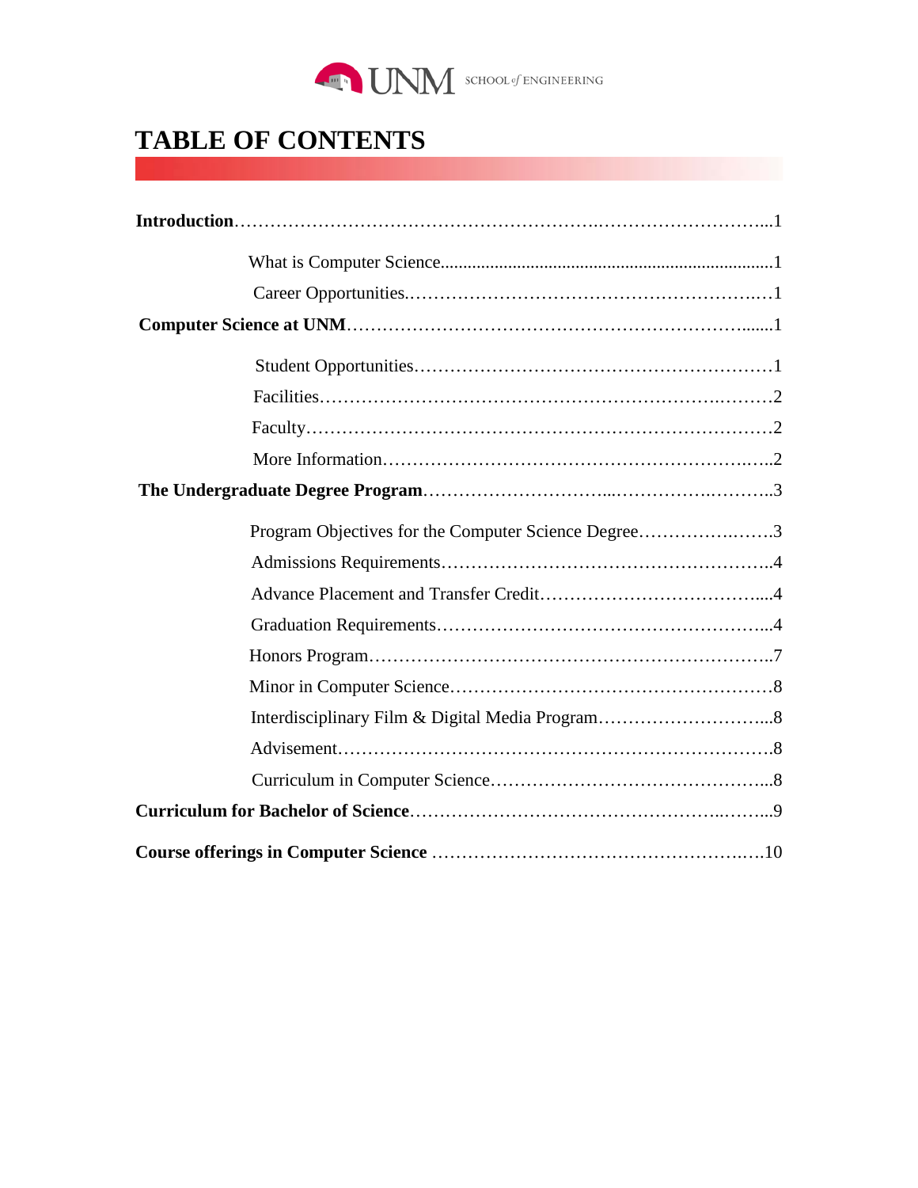# TABLE OF CONTENTS

**Introduction**……………………………………………………….………………………...1

- What is Computer Science..........................................................................1
- Career Opportunities.………………………………………………….…1

**Computer Science at UNM**……………………………………………………….......1

- Student Opportunities……………………………………………………1
- Facilities……………………………………………………….………2
- Faculty…………………………………………………………………2
- More Information…………………………………………………..…..2

**The Undergraduate Degree Program**………………………...…………….………..3

- Program Objectives for the Computer Science Degree…………….…….3
- Admissions Requirements……………………………………………..4
- Advance Placement and Transfer Credit………………………………....4
- Graduation Requirements……………………………………………...4
- Honors Program…………………………………………………………..7
- Minor in Computer Science………………………………………………8
- Interdisciplinary Film & Digital Media Program………………………...8
- Advisement………………………………………………………………8
- Curriculum in Computer Science………………………………………...8

**Curriculum for Bachelor of Science**…………………………………………..……...9

**Course offerings in Computer Science** ……………………………………….….10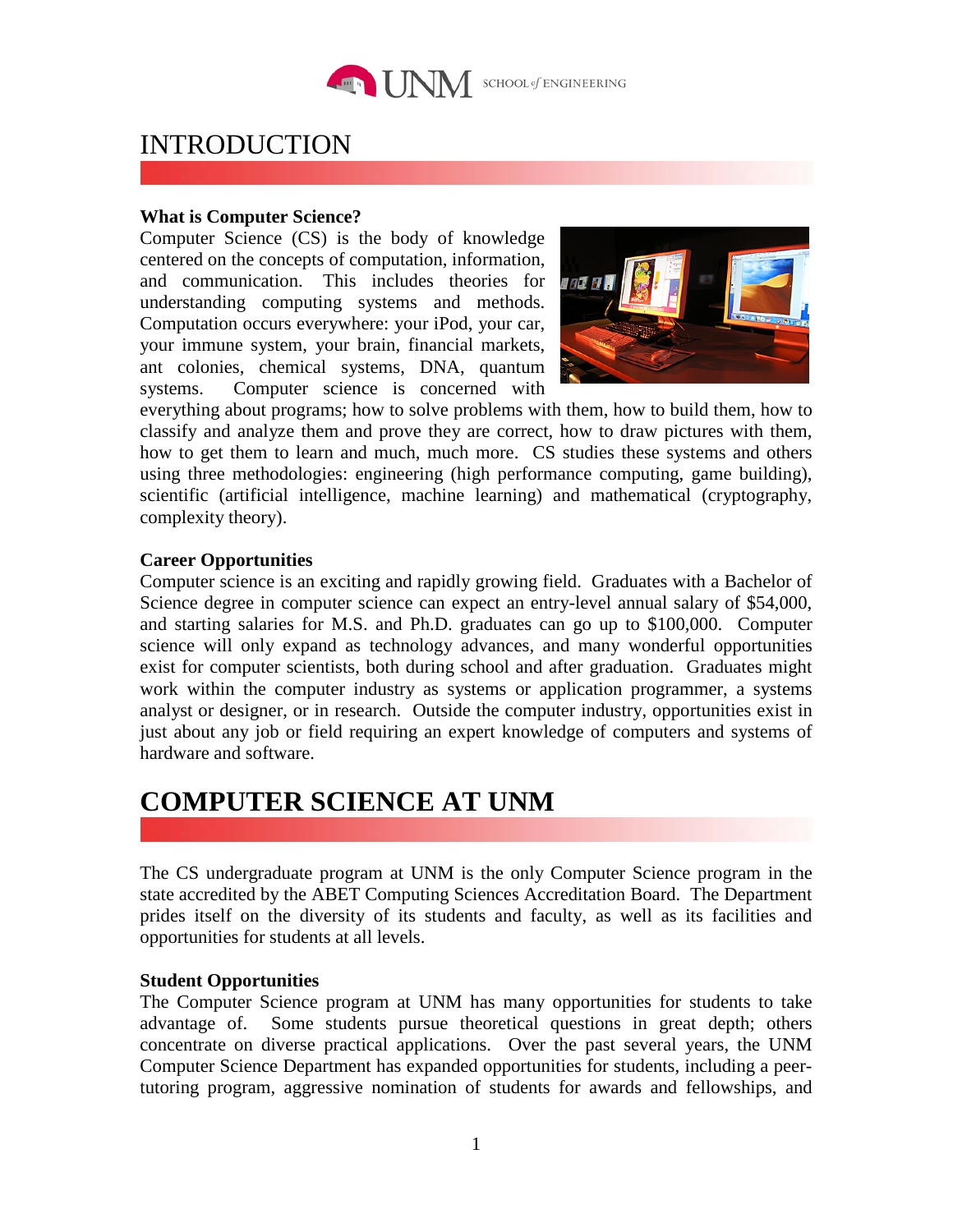# INTRODUCTION

**What is Computer Science?**

Computer Science (CS) is the body of knowledge centered on the concepts of computation, information, and communication. This includes theories for understanding computing systems and methods. Computation occurs everywhere: your iPod, your car, your immune system, your brain, financial markets, ant colonies, chemical systems, DNA, quantum systems. Computer science is concerned with everything about programs; how to solve problems with them, how to build them, how to classify and analyze them and prove they are correct, how to draw pictures with them, how to get them to learn and much, much more. CS studies these systems and others using three methodologies: engineering (high performance computing, game building), scientific (artificial intelligence, machine learning) and mathematical (cryptography, complexity theory).

**Career Opportunities**

Computer science is an exciting and rapidly growing field. Graduates with a Bachelor of Science degree in computer science can expect an entry-level annual salary of $54,000, and starting salaries for M.S. and Ph.D. graduates can go up to $100,000. Computer science will only expand as technology advances, and many wonderful opportunities exist for computer scientists, both during school and after graduation. Graduates might work within the computer industry as systems or application programmer, a systems analyst or designer, or in research. Outside the computer industry, opportunities exist in just about any job or field requiring an expert knowledge of computers and systems of hardware and software.

# COMPUTER SCIENCE AT UNM

The CS undergraduate program at UNM is the only Computer Science program in the state accredited by the ABET Computing Sciences Accreditation Board. The Department prides itself on the diversity of its students and faculty, as well as its facilities and opportunities for students at all levels.

**Student Opportunities**

The Computer Science program at UNM has many opportunities for students to take advantage of. Some students pursue theoretical questions in great depth; others concentrate on diverse practical applications. Over the past several years, the UNM Computer Science Department has expanded opportunities for students, including a peer-tutoring program, aggressive nomination of students for awards and fellowships, and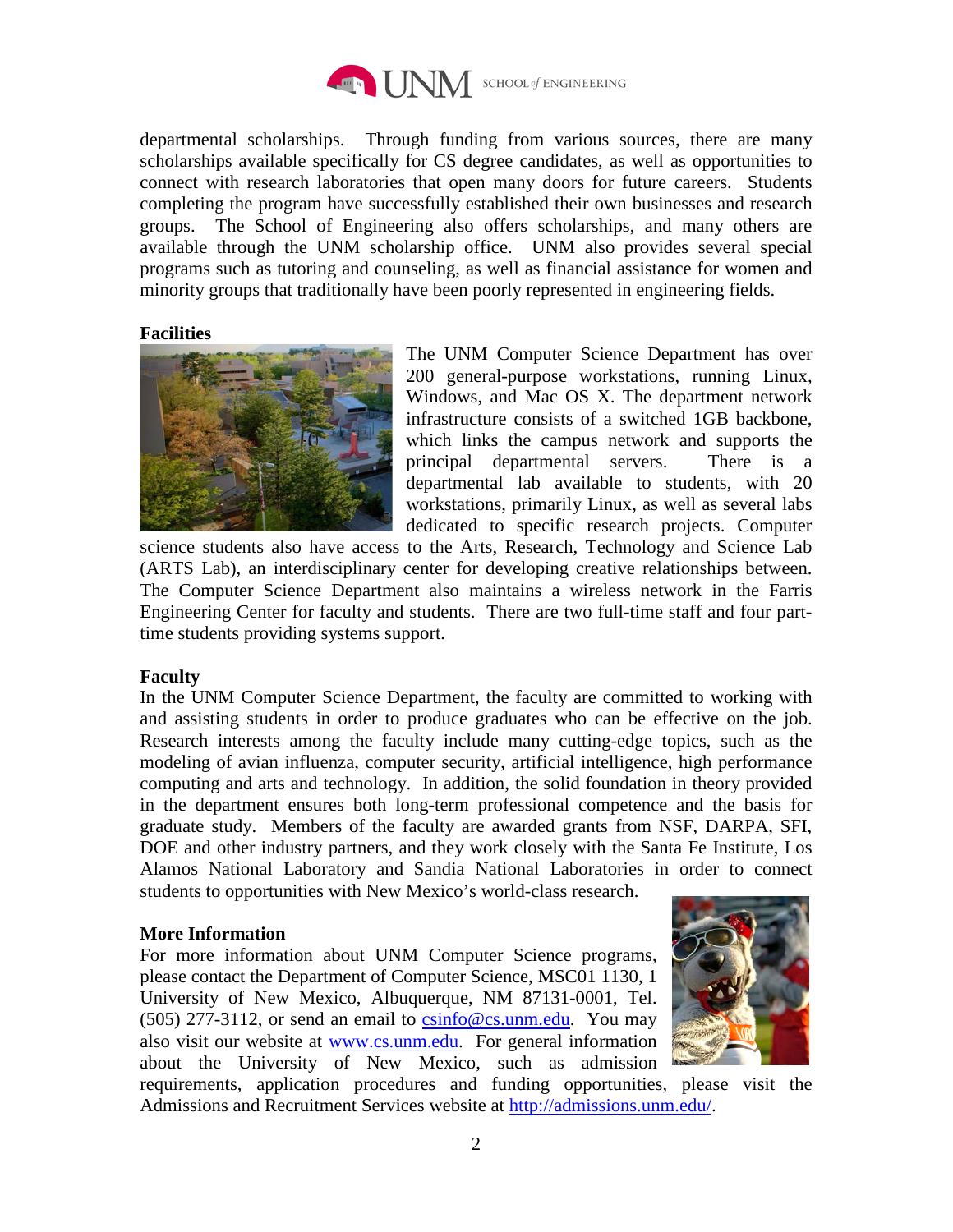departmental scholarships. Through funding from various sources, there are many scholarships available specifically for CS degree candidates, as well as opportunities to connect with research laboratories that open many doors for future careers. Students completing the program have successfully established their own businesses and research groups. The School of Engineering also offers scholarships, and many others are available through the UNM scholarship office. UNM also provides several special programs such as tutoring and counseling, as well as financial assistance for women and minority groups that traditionally have been poorly represented in engineering fields.

**Facilities**

The UNM Computer Science Department has over 200 general-purpose workstations, running Linux, Windows, and Mac OS X. The department network infrastructure consists of a switched 1GB backbone, which links the campus network and supports the principal departmental servers. There is a departmental lab available to students, with 20 workstations, primarily Linux, as well as several labs dedicated to specific research projects. Computer science students also have access to the Arts, Research, Technology and Science Lab (ARTS Lab), an interdisciplinary center for developing creative relationships between. The Computer Science Department also maintains a wireless network in the Farris Engineering Center for faculty and students. There are two full-time staff and four part-time students providing systems support.

**Faculty**

In the UNM Computer Science Department, the faculty are committed to working with and assisting students in order to produce graduates who can be effective on the job. Research interests among the faculty include many cutting-edge topics, such as the modeling of avian influenza, computer security, artificial intelligence, high performance computing and arts and technology. In addition, the solid foundation in theory provided in the department ensures both long-term professional competence and the basis for graduate study. Members of the faculty are awarded grants from NSF, DARPA, SFI, DOE and other industry partners, and they work closely with the Santa Fe Institute, Los Alamos National Laboratory and Sandia National Laboratories in order to connect students to opportunities with New Mexico's world-class research.

**More Information**

For more information about UNM Computer Science programs, please contact the Department of Computer Science, MSC01 1130, 1 University of New Mexico, Albuquerque, NM 87131-0001, Tel. (505) 277-3112, or send an email to csinfo@cs.unm.edu. You may also visit our website at www.cs.unm.edu. For general information about the University of New Mexico, such as admission requirements, application procedures and funding opportunities, please visit the Admissions and Recruitment Services website at http://admissions.unm.edu/.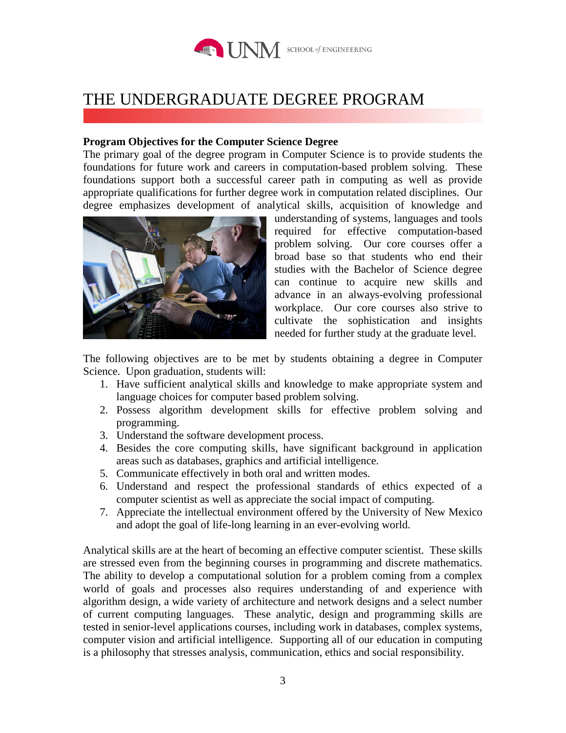# THE UNDERGRADUATE DEGREE PROGRAM

**Program Objectives for the Computer Science Degree**

The primary goal of the degree program in Computer Science is to provide students the foundations for future work and careers in computation-based problem solving. These foundations support both a successful career path in computing as well as provide appropriate qualifications for further degree work in computation related disciplines. Our degree emphasizes development of analytical skills, acquisition of knowledge and understanding of systems, languages and tools required for effective computation-based problem solving. Our core courses offer a broad base so that students who end their studies with the Bachelor of Science degree can continue to acquire new skills and advance in an always-evolving professional workplace. Our core courses also strive to cultivate the sophistication and insights needed for further study at the graduate level.

The following objectives are to be met by students obtaining a degree in Computer Science. Upon graduation, students will:

1. Have sufficient analytical skills and knowledge to make appropriate system and language choices for computer based problem solving.
2. Possess algorithm development skills for effective problem solving and programming.
3. Understand the software development process.
4. Besides the core computing skills, have significant background in application areas such as databases, graphics and artificial intelligence.
5. Communicate effectively in both oral and written modes.
6. Understand and respect the professional standards of ethics expected of a computer scientist as well as appreciate the social impact of computing.
7. Appreciate the intellectual environment offered by the University of New Mexico and adopt the goal of life-long learning in an ever-evolving world.

Analytical skills are at the heart of becoming an effective computer scientist. These skills are stressed even from the beginning courses in programming and discrete mathematics. The ability to develop a computational solution for a problem coming from a complex world of goals and processes also requires understanding of and experience with algorithm design, a wide variety of architecture and network designs and a select number of current computing languages. These analytic, design and programming skills are tested in senior-level applications courses, including work in databases, complex systems, computer vision and artificial intelligence. Supporting all of our education in computing is a philosophy that stresses analysis, communication, ethics and social responsibility.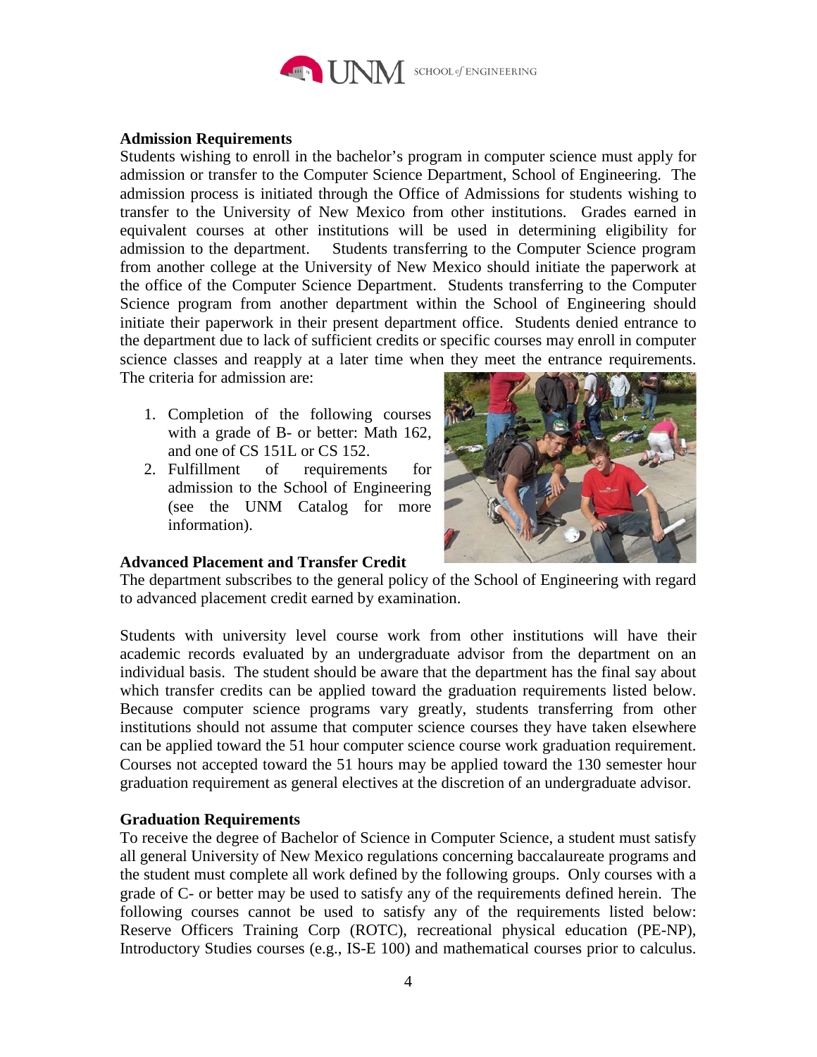## Admission Requirements

Students wishing to enroll in the bachelor's program in computer science must apply for admission or transfer to the Computer Science Department, School of Engineering. The admission process is initiated through the Office of Admissions for students wishing to transfer to the University of New Mexico from other institutions. Grades earned in equivalent courses at other institutions will be used in determining eligibility for admission to the department. Students transferring to the Computer Science program from another college at the University of New Mexico should initiate the paperwork at the office of the Computer Science Department. Students transferring to the Computer Science program from another department within the School of Engineering should initiate their paperwork in their present department office. Students denied entrance to the department due to lack of sufficient credits or specific courses may enroll in computer science classes and reapply at a later time when they meet the entrance requirements. The criteria for admission are:

1. Completion of the following courses with a grade of B- or better: Math 162, and one of CS 151L or CS 152.
2. Fulfillment of requirements for admission to the School of Engineering (see the UNM Catalog for more information).

## Advanced Placement and Transfer Credit

The department subscribes to the general policy of the School of Engineering with regard to advanced placement credit earned by examination.

Students with university level course work from other institutions will have their academic records evaluated by an undergraduate advisor from the department on an individual basis. The student should be aware that the department has the final say about which transfer credits can be applied toward the graduation requirements listed below. Because computer science programs vary greatly, students transferring from other institutions should not assume that computer science courses they have taken elsewhere can be applied toward the 51 hour computer science course work graduation requirement. Courses not accepted toward the 51 hours may be applied toward the 130 semester hour graduation requirement as general electives at the discretion of an undergraduate advisor.

## Graduation Requirements

To receive the degree of Bachelor of Science in Computer Science, a student must satisfy all general University of New Mexico regulations concerning baccalaureate programs and the student must complete all work defined by the following groups. Only courses with a grade of C- or better may be used to satisfy any of the requirements defined herein. The following courses cannot be used to satisfy any of the requirements listed below: Reserve Officers Training Corp (ROTC), recreational physical education (PE-NP), Introductory Studies courses (e.g., IS-E 100) and mathematical courses prior to calculus.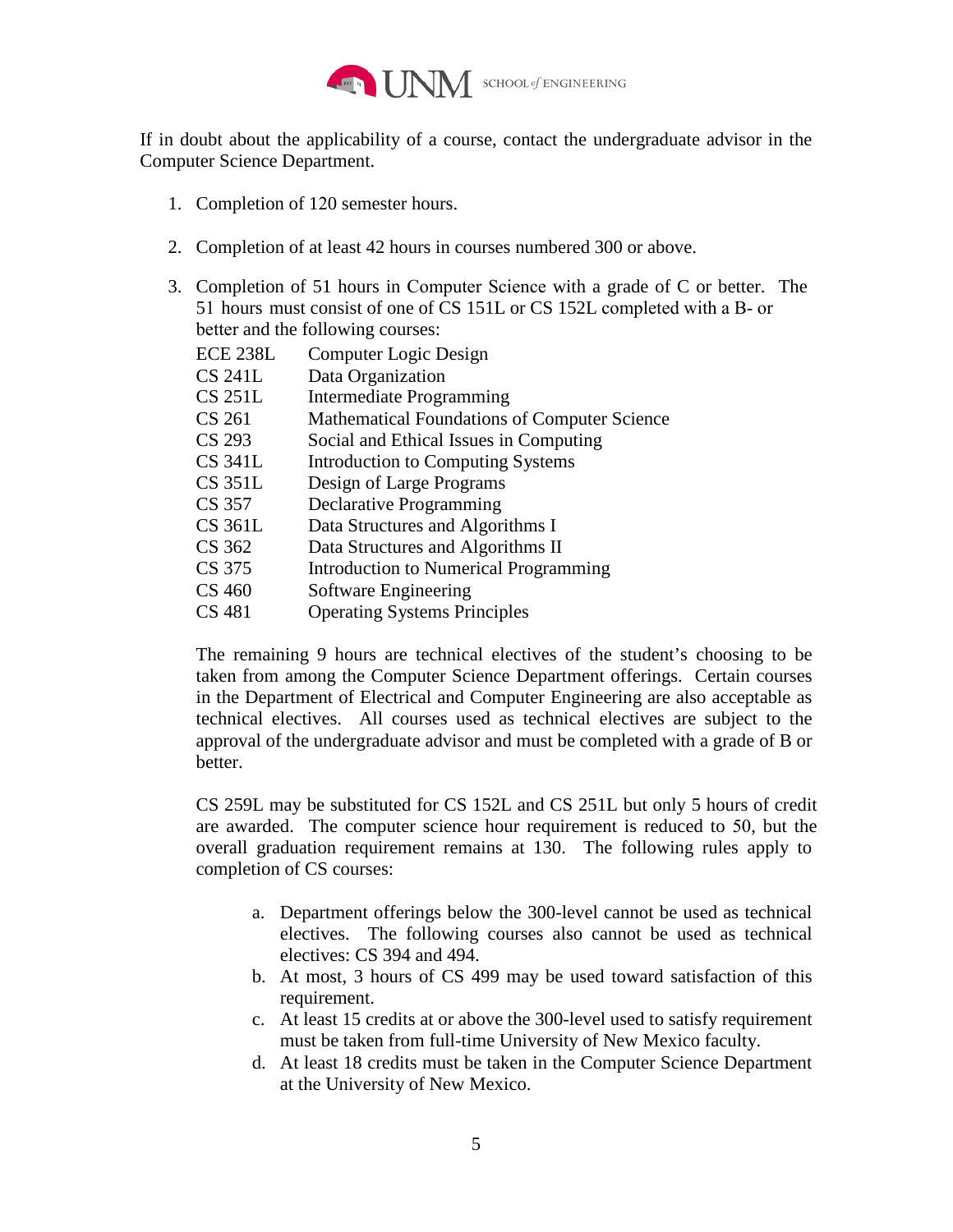If in doubt about the applicability of a course, contact the undergraduate advisor in the Computer Science Department.

1. Completion of 120 semester hours.

2. Completion of at least 42 hours in courses numbered 300 or above.

3. Completion of 51 hours in Computer Science with a grade of C or better. The 51 hours must consist of one of CS 151L or CS 152L completed with a B- or better and the following courses:

   | | |
   |---|---|
   | ECE 238L | Computer Logic Design |
   | CS 241L | Data Organization |
   | CS 251L | Intermediate Programming |
   | CS 261 | Mathematical Foundations of Computer Science |
   | CS 293 | Social and Ethical Issues in Computing |
   | CS 341L | Introduction to Computing Systems |
   | CS 351L | Design of Large Programs |
   | CS 357 | Declarative Programming |
   | CS 361L | Data Structures and Algorithms I |
   | CS 362 | Data Structures and Algorithms II |
   | CS 375 | Introduction to Numerical Programming |
   | CS 460 | Software Engineering |
   | CS 481 | Operating Systems Principles |

   The remaining 9 hours are technical electives of the student's choosing to be taken from among the Computer Science Department offerings. Certain courses in the Department of Electrical and Computer Engineering are also acceptable as technical electives. All courses used as technical electives are subject to the approval of the undergraduate advisor and must be completed with a grade of B or better.

   CS 259L may be substituted for CS 152L and CS 251L but only 5 hours of credit are awarded. The computer science hour requirement is reduced to 50, but the overall graduation requirement remains at 130. The following rules apply to completion of CS courses:

   a. Department offerings below the 300-level cannot be used as technical electives. The following courses also cannot be used as technical electives: CS 394 and 494.
   b. At most, 3 hours of CS 499 may be used toward satisfaction of this requirement.
   c. At least 15 credits at or above the 300-level used to satisfy requirement must be taken from full-time University of New Mexico faculty.
   d. At least 18 credits must be taken in the Computer Science Department at the University of New Mexico.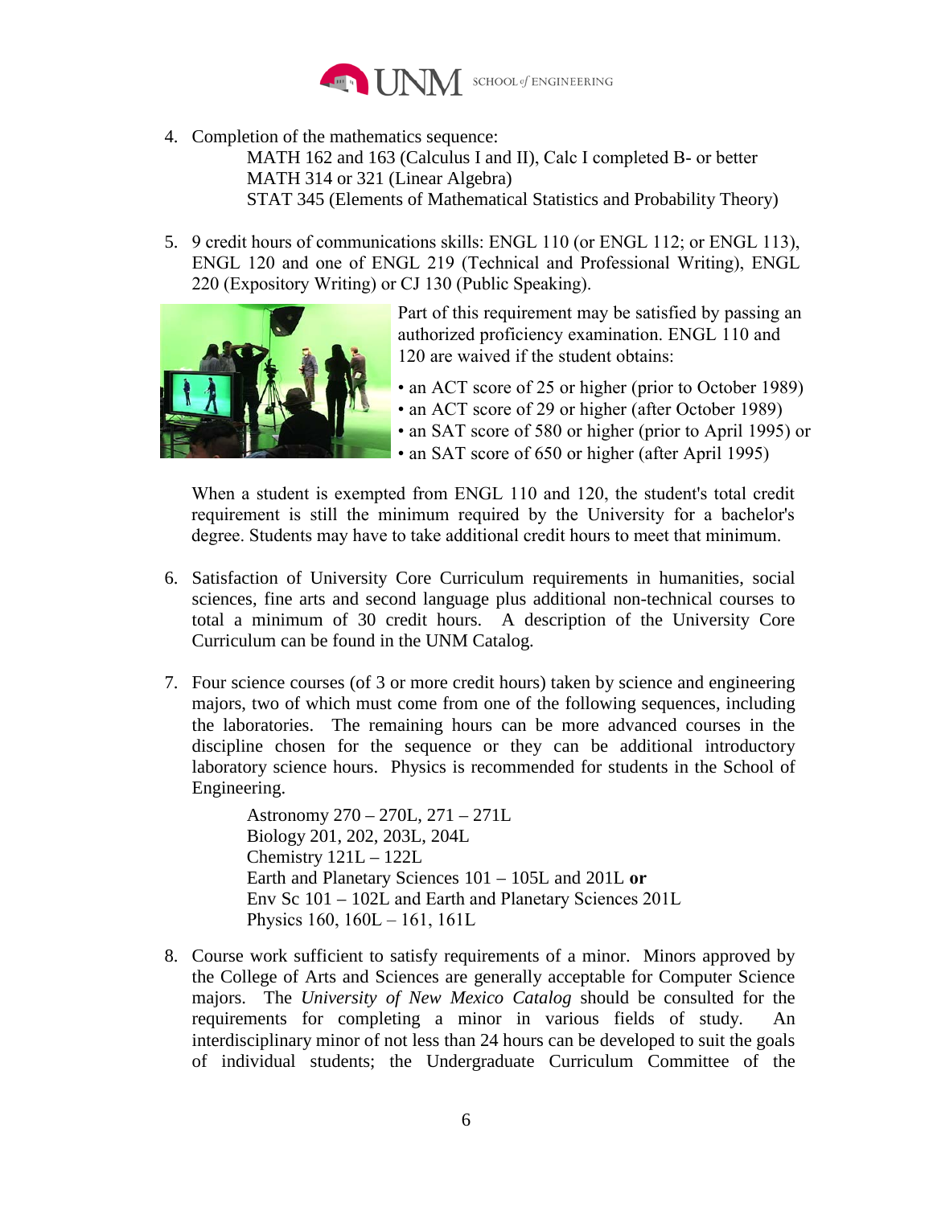4. Completion of the mathematics sequence:

   MATH 162 and 163 (Calculus I and II), Calc I completed B- or better
   MATH 314 or 321 (Linear Algebra)
   STAT 345 (Elements of Mathematical Statistics and Probability Theory)

5. 9 credit hours of communications skills: ENGL 110 (or ENGL 112; or ENGL 113), ENGL 120 and one of ENGL 219 (Technical and Professional Writing), ENGL 220 (Expository Writing) or CJ 130 (Public Speaking).

   Part of this requirement may be satisfied by passing an authorized proficiency examination. ENGL 110 and 120 are waived if the student obtains:

   - an ACT score of 25 or higher (prior to October 1989)
   - an ACT score of 29 or higher (after October 1989)
   - an SAT score of 580 or higher (prior to April 1995) or
   - an SAT score of 650 or higher (after April 1995)

   When a student is exempted from ENGL 110 and 120, the student's total credit requirement is still the minimum required by the University for a bachelor's degree. Students may have to take additional credit hours to meet that minimum.

6. Satisfaction of University Core Curriculum requirements in humanities, social sciences, fine arts and second language plus additional non-technical courses to total a minimum of 30 credit hours. A description of the University Core Curriculum can be found in the UNM Catalog.

7. Four science courses (of 3 or more credit hours) taken by science and engineering majors, two of which must come from one of the following sequences, including the laboratories. The remaining hours can be more advanced courses in the discipline chosen for the sequence or they can be additional introductory laboratory science hours. Physics is recommended for students in the School of Engineering.

   Astronomy 270 – 270L, 271 – 271L
   Biology 201, 202, 203L, 204L
   Chemistry 121L – 122L
   Earth and Planetary Sciences 101 – 105L and 201L **or**
   Env Sc 101 – 102L and Earth and Planetary Sciences 201L
   Physics 160, 160L – 161, 161L

8. Course work sufficient to satisfy requirements of a minor. Minors approved by the College of Arts and Sciences are generally acceptable for Computer Science majors. The *University of New Mexico Catalog* should be consulted for the requirements for completing a minor in various fields of study. An interdisciplinary minor of not less than 24 hours can be developed to suit the goals of individual students; the Undergraduate Curriculum Committee of the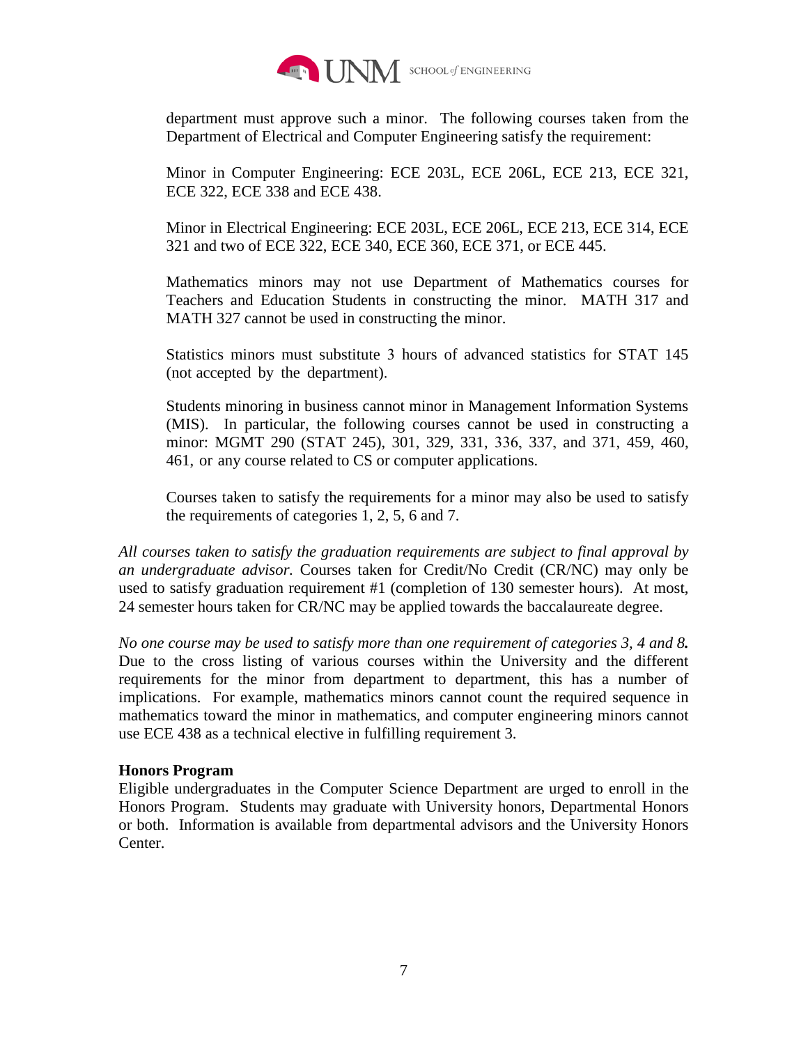department must approve such a minor. The following courses taken from the Department of Electrical and Computer Engineering satisfy the requirement:

Minor in Computer Engineering: ECE 203L, ECE 206L, ECE 213, ECE 321, ECE 322, ECE 338 and ECE 438.

Minor in Electrical Engineering: ECE 203L, ECE 206L, ECE 213, ECE 314, ECE 321 and two of ECE 322, ECE 340, ECE 360, ECE 371, or ECE 445.

Mathematics minors may not use Department of Mathematics courses for Teachers and Education Students in constructing the minor. MATH 317 and MATH 327 cannot be used in constructing the minor.

Statistics minors must substitute 3 hours of advanced statistics for STAT 145 (not accepted by the department).

Students minoring in business cannot minor in Management Information Systems (MIS). In particular, the following courses cannot be used in constructing a minor: MGMT 290 (STAT 245), 301, 329, 331, 336, 337, and 371, 459, 460, 461, or any course related to CS or computer applications.

Courses taken to satisfy the requirements for a minor may also be used to satisfy the requirements of categories 1, 2, 5, 6 and 7.

*All courses taken to satisfy the graduation requirements are subject to final approval by an undergraduate advisor.* Courses taken for Credit/No Credit (CR/NC) may only be used to satisfy graduation requirement #1 (completion of 130 semester hours). At most, 24 semester hours taken for CR/NC may be applied towards the baccalaureate degree.

*No one course may be used to satisfy more than one requirement of categories 3, 4 and 8.* Due to the cross listing of various courses within the University and the different requirements for the minor from department to department, this has a number of implications. For example, mathematics minors cannot count the required sequence in mathematics toward the minor in mathematics, and computer engineering minors cannot use ECE 438 as a technical elective in fulfilling requirement 3.

**Honors Program**

Eligible undergraduates in the Computer Science Department are urged to enroll in the Honors Program. Students may graduate with University honors, Departmental Honors or both. Information is available from departmental advisors and the University Honors Center.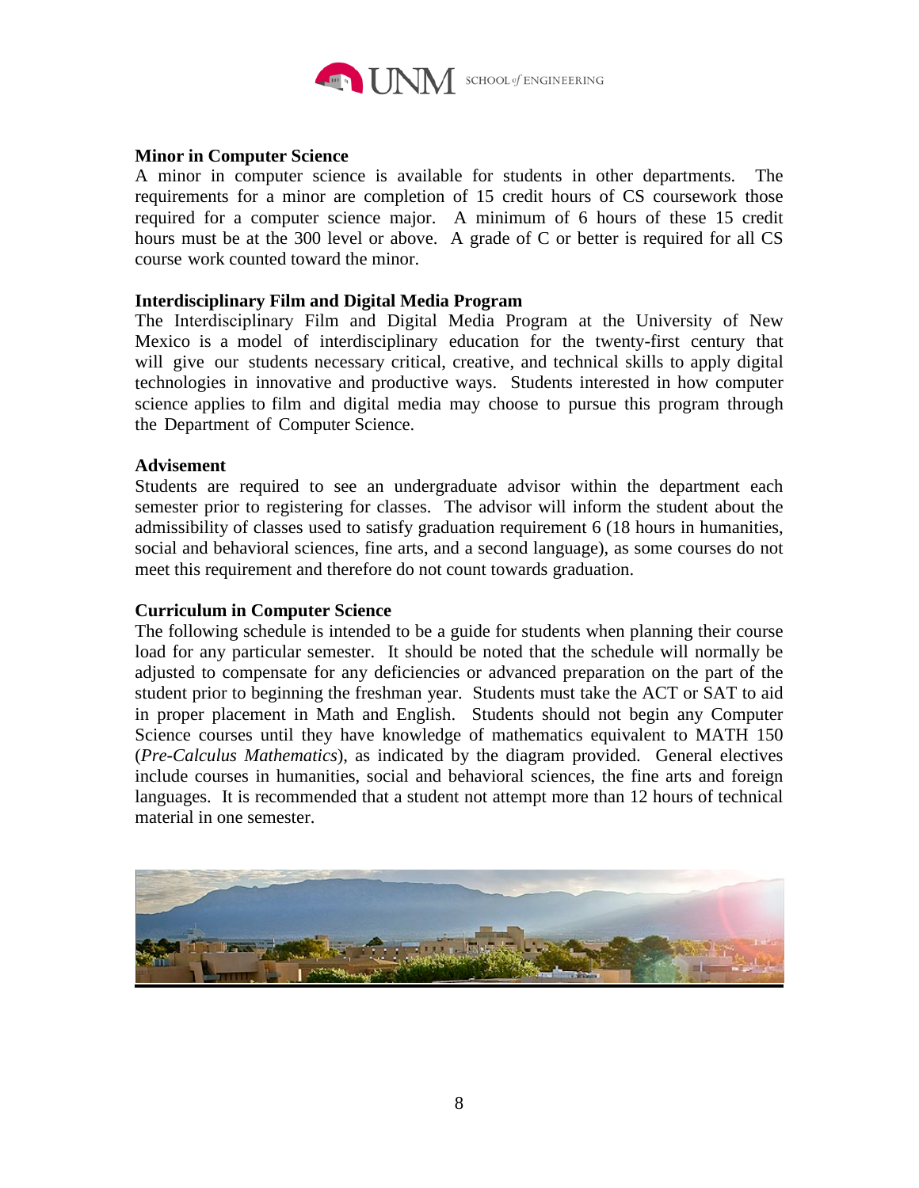### Minor in Computer Science

A minor in computer science is available for students in other departments. The requirements for a minor are completion of 15 credit hours of CS coursework those required for a computer science major. A minimum of 6 hours of these 15 credit hours must be at the 300 level or above. A grade of C or better is required for all CS course work counted toward the minor.

### Interdisciplinary Film and Digital Media Program

The Interdisciplinary Film and Digital Media Program at the University of New Mexico is a model of interdisciplinary education for the twenty-first century that will give our students necessary critical, creative, and technical skills to apply digital technologies in innovative and productive ways. Students interested in how computer science applies to film and digital media may choose to pursue this program through the Department of Computer Science.

### Advisement

Students are required to see an undergraduate advisor within the department each semester prior to registering for classes. The advisor will inform the student about the admissibility of classes used to satisfy graduation requirement 6 (18 hours in humanities, social and behavioral sciences, fine arts, and a second language), as some courses do not meet this requirement and therefore do not count towards graduation.

### Curriculum in Computer Science

The following schedule is intended to be a guide for students when planning their course load for any particular semester. It should be noted that the schedule will normally be adjusted to compensate for any deficiencies or advanced preparation on the part of the student prior to beginning the freshman year. Students must take the ACT or SAT to aid in proper placement in Math and English. Students should not begin any Computer Science courses until they have knowledge of mathematics equivalent to MATH 150 (*Pre-Calculus Mathematics*), as indicated by the diagram provided. General electives include courses in humanities, social and behavioral sciences, the fine arts and foreign languages. It is recommended that a student not attempt more than 12 hours of technical material in one semester.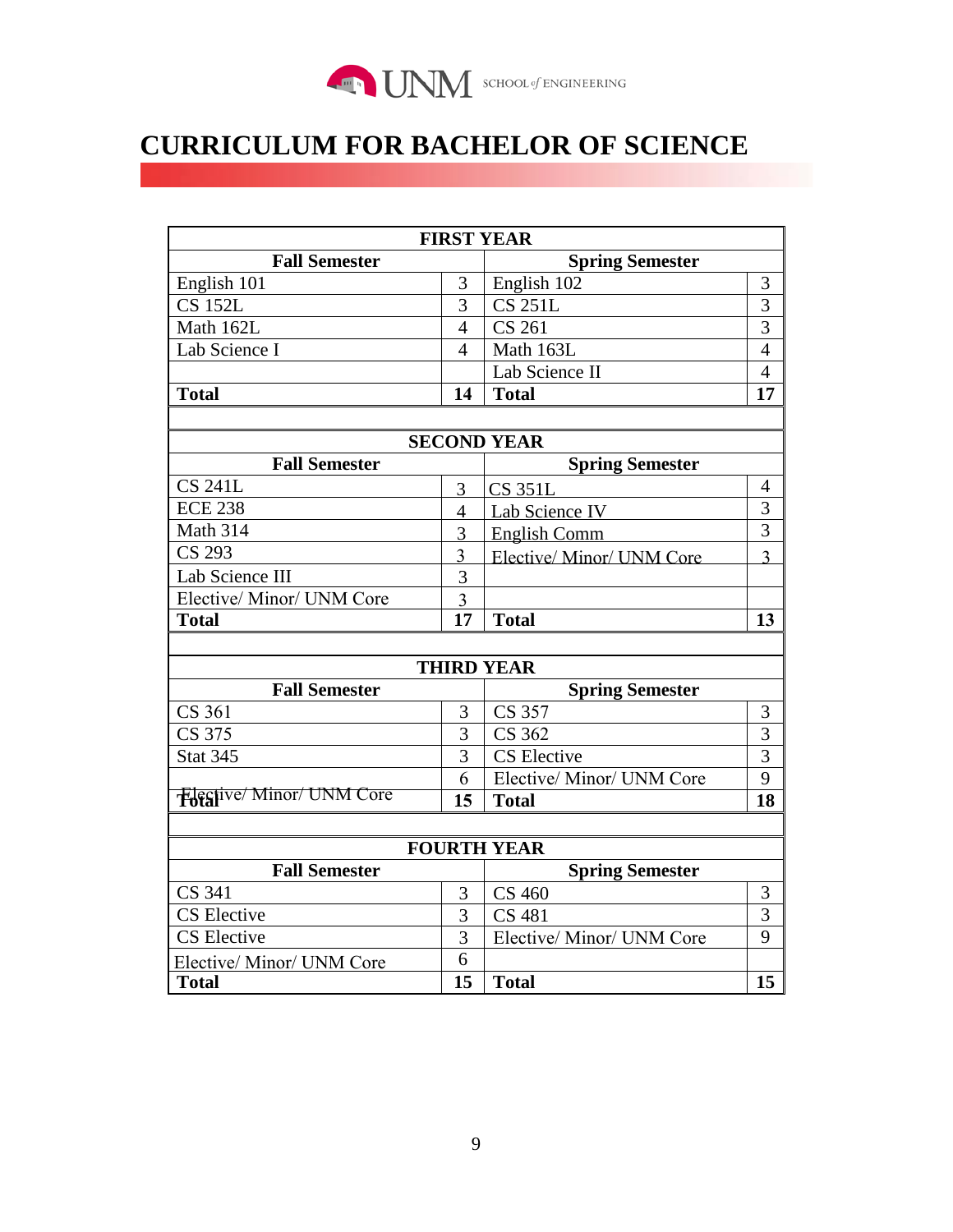# CURRICULUM FOR BACHELOR OF SCIENCE

| **FIRST YEAR** | | | |
|---|---|---|---|
| **Fall Semester** | | **Spring Semester** | |
| English 101 | 3 | English 102 | 3 |
| CS 152L | 3 | CS 251L | 3 |
| Math 162L | 4 | CS 261 | 3 |
| Lab Science I | 4 | Math 163L | 4 |
| | | Lab Science II | 4 |
| **Total** | **14** | **Total** | **17** |
| | | | |
| **SECOND YEAR** | | | |
| **Fall Semester** | | **Spring Semester** | |
| CS 241L | 3 | CS 351L | 4 |
| ECE 238 | 4 | Lab Science IV | 3 |
| Math 314 | 3 | English Comm | 3 |
| CS 293 | 3 | Elective/ Minor/ UNM Core | 3 |
| Lab Science III | 3 | | |
| Elective/ Minor/ UNM Core | 3 | | |
| **Total** | **17** | **Total** | **13** |
| | | | |
| **THIRD YEAR** | | | |
| **Fall Semester** | | **Spring Semester** | |
| CS 361 | 3 | CS 357 | 3 |
| CS 375 | 3 | CS 362 | 3 |
| Stat 345 | 3 | CS Elective | 3 |
| Elective/ Minor/ UNM Core | 6 | Elective/ Minor/ UNM Core | 9 |
| **Total** | **15** | **Total** | **18** |
| | | | |
| **FOURTH YEAR** | | | |
| **Fall Semester** | | **Spring Semester** | |
| CS 341 | 3 | CS 460 | 3 |
| CS Elective | 3 | CS 481 | 3 |
| CS Elective | 3 | Elective/ Minor/ UNM Core | 9 |
| Elective/ Minor/ UNM Core | 6 | | |
| **Total** | **15** | **Total** | **15** |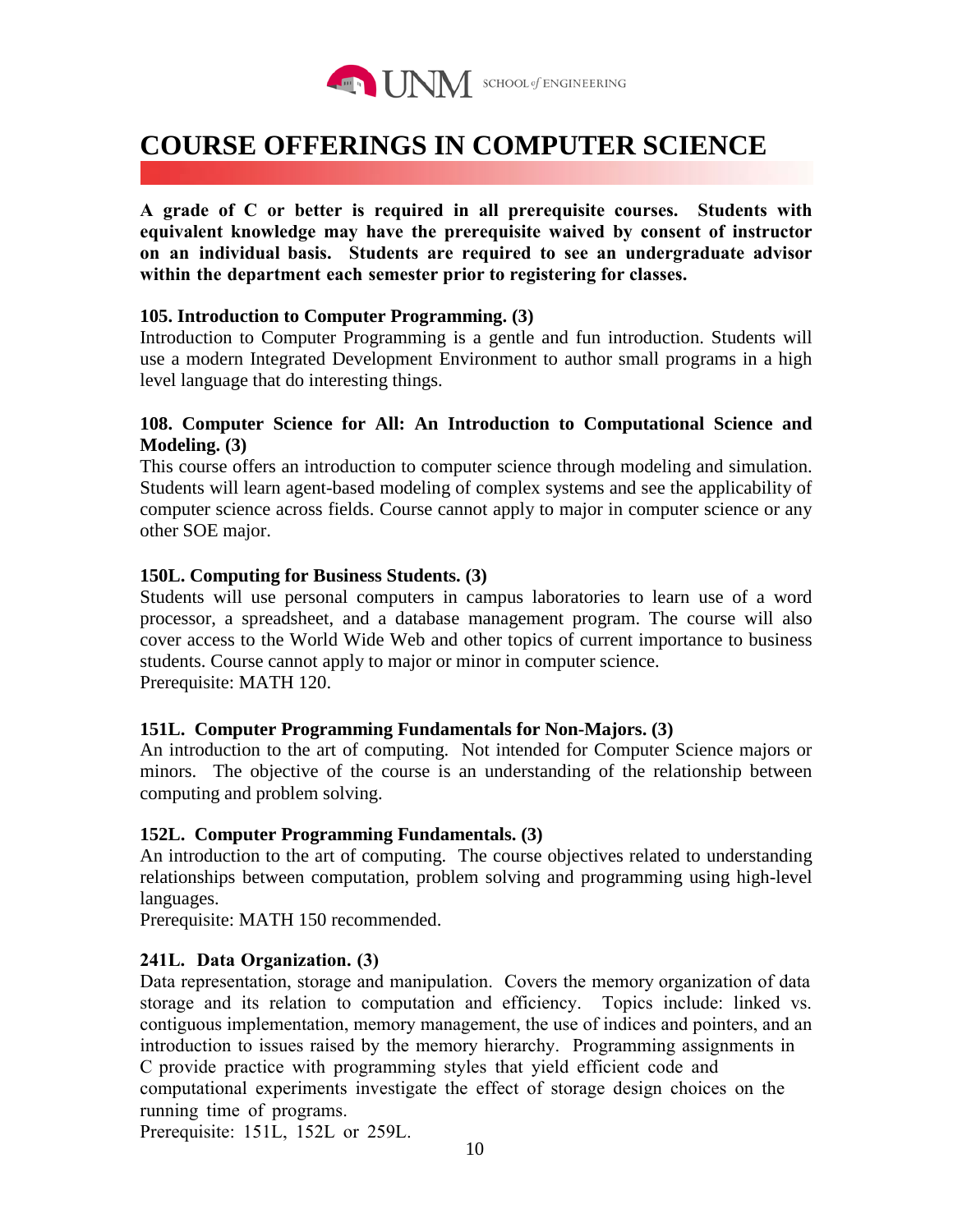# COURSE OFFERINGS IN COMPUTER SCIENCE

**A grade of C or better is required in all prerequisite courses. Students with equivalent knowledge may have the prerequisite waived by consent of instructor on an individual basis. Students are required to see an undergraduate advisor within the department each semester prior to registering for classes.**

**105. Introduction to Computer Programming. (3)**
Introduction to Computer Programming is a gentle and fun introduction. Students will use a modern Integrated Development Environment to author small programs in a high level language that do interesting things.

**108. Computer Science for All: An Introduction to Computational Science and Modeling. (3)**
This course offers an introduction to computer science through modeling and simulation. Students will learn agent-based modeling of complex systems and see the applicability of computer science across fields. Course cannot apply to major in computer science or any other SOE major.

**150L. Computing for Business Students. (3)**
Students will use personal computers in campus laboratories to learn use of a word processor, a spreadsheet, and a database management program. The course will also cover access to the World Wide Web and other topics of current importance to business students. Course cannot apply to major or minor in computer science.
Prerequisite: MATH 120.

**151L. Computer Programming Fundamentals for Non-Majors. (3)**
An introduction to the art of computing. Not intended for Computer Science majors or minors. The objective of the course is an understanding of the relationship between computing and problem solving.

**152L. Computer Programming Fundamentals. (3)**
An introduction to the art of computing. The course objectives related to understanding relationships between computation, problem solving and programming using high-level languages.
Prerequisite: MATH 150 recommended.

**241L. Data Organization. (3)**
Data representation, storage and manipulation. Covers the memory organization of data storage and its relation to computation and efficiency. Topics include: linked vs. contiguous implementation, memory management, the use of indices and pointers, and an introduction to issues raised by the memory hierarchy. Programming assignments in C provide practice with programming styles that yield efficient code and computational experiments investigate the effect of storage design choices on the running time of programs.
Prerequisite: 151L, 152L or 259L.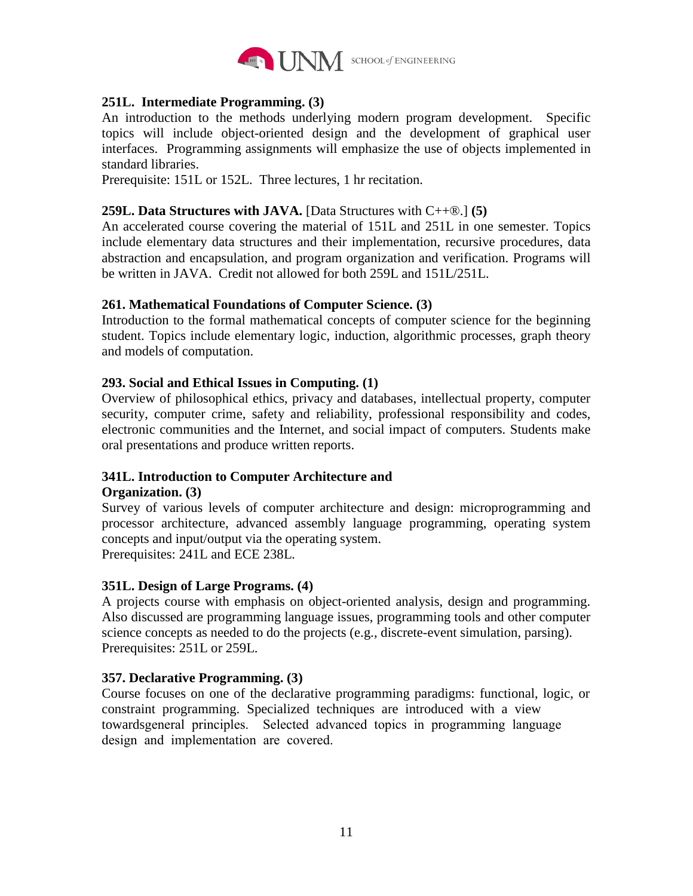**251L. Intermediate Programming. (3)**
An introduction to the methods underlying modern program development. Specific topics will include object-oriented design and the development of graphical user interfaces. Programming assignments will emphasize the use of objects implemented in standard libraries.
Prerequisite: 151L or 152L. Three lectures, 1 hr recitation.

**259L. Data Structures with JAVA.** [Data Structures with C++®.] **(5)**
An accelerated course covering the material of 151L and 251L in one semester. Topics include elementary data structures and their implementation, recursive procedures, data abstraction and encapsulation, and program organization and verification. Programs will be written in JAVA. Credit not allowed for both 259L and 151L/251L.

**261. Mathematical Foundations of Computer Science. (3)**
Introduction to the formal mathematical concepts of computer science for the beginning student. Topics include elementary logic, induction, algorithmic processes, graph theory and models of computation.

**293. Social and Ethical Issues in Computing. (1)**
Overview of philosophical ethics, privacy and databases, intellectual property, computer security, computer crime, safety and reliability, professional responsibility and codes, electronic communities and the Internet, and social impact of computers. Students make oral presentations and produce written reports.

**341L. Introduction to Computer Architecture and Organization. (3)**
Survey of various levels of computer architecture and design: microprogramming and processor architecture, advanced assembly language programming, operating system concepts and input/output via the operating system.
Prerequisites: 241L and ECE 238L.

**351L. Design of Large Programs. (4)**
A projects course with emphasis on object-oriented analysis, design and programming. Also discussed are programming language issues, programming tools and other computer science concepts as needed to do the projects (e.g., discrete-event simulation, parsing).
Prerequisites: 251L or 259L.

**357. Declarative Programming. (3)**
Course focuses on one of the declarative programming paradigms: functional, logic, or constraint programming. Specialized techniques are introduced with a view towardsgeneral principles. Selected advanced topics in programming language design and implementation are covered.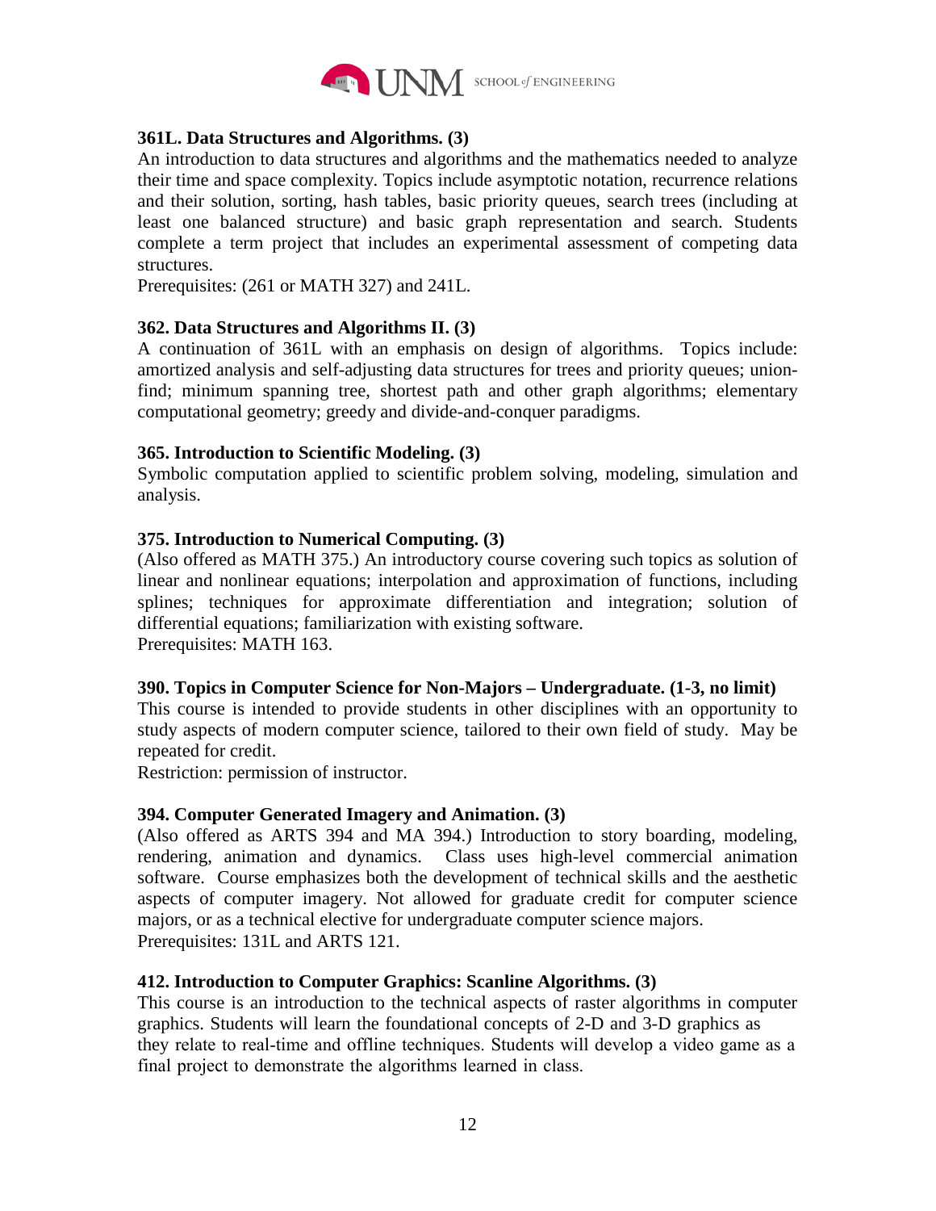**361L. Data Structures and Algorithms. (3)**
An introduction to data structures and algorithms and the mathematics needed to analyze their time and space complexity. Topics include asymptotic notation, recurrence relations and their solution, sorting, hash tables, basic priority queues, search trees (including at least one balanced structure) and basic graph representation and search. Students complete a term project that includes an experimental assessment of competing data structures.
Prerequisites: (261 or MATH 327) and 241L.

**362. Data Structures and Algorithms II. (3)**
A continuation of 361L with an emphasis on design of algorithms. Topics include: amortized analysis and self-adjusting data structures for trees and priority queues; union-find; minimum spanning tree, shortest path and other graph algorithms; elementary computational geometry; greedy and divide-and-conquer paradigms.

**365. Introduction to Scientific Modeling. (3)**
Symbolic computation applied to scientific problem solving, modeling, simulation and analysis.

**375. Introduction to Numerical Computing. (3)**
(Also offered as MATH 375.) An introductory course covering such topics as solution of linear and nonlinear equations; interpolation and approximation of functions, including splines; techniques for approximate differentiation and integration; solution of differential equations; familiarization with existing software.
Prerequisites: MATH 163.

**390. Topics in Computer Science for Non-Majors – Undergraduate. (1-3, no limit)**
This course is intended to provide students in other disciplines with an opportunity to study aspects of modern computer science, tailored to their own field of study. May be repeated for credit.
Restriction: permission of instructor.

**394. Computer Generated Imagery and Animation. (3)**
(Also offered as ARTS 394 and MA 394.) Introduction to story boarding, modeling, rendering, animation and dynamics. Class uses high-level commercial animation software. Course emphasizes both the development of technical skills and the aesthetic aspects of computer imagery. Not allowed for graduate credit for computer science majors, or as a technical elective for undergraduate computer science majors.
Prerequisites: 131L and ARTS 121.

**412. Introduction to Computer Graphics: Scanline Algorithms. (3)**
This course is an introduction to the technical aspects of raster algorithms in computer graphics. Students will learn the foundational concepts of 2-D and 3-D graphics as they relate to real-time and offline techniques. Students will develop a video game as a final project to demonstrate the algorithms learned in class.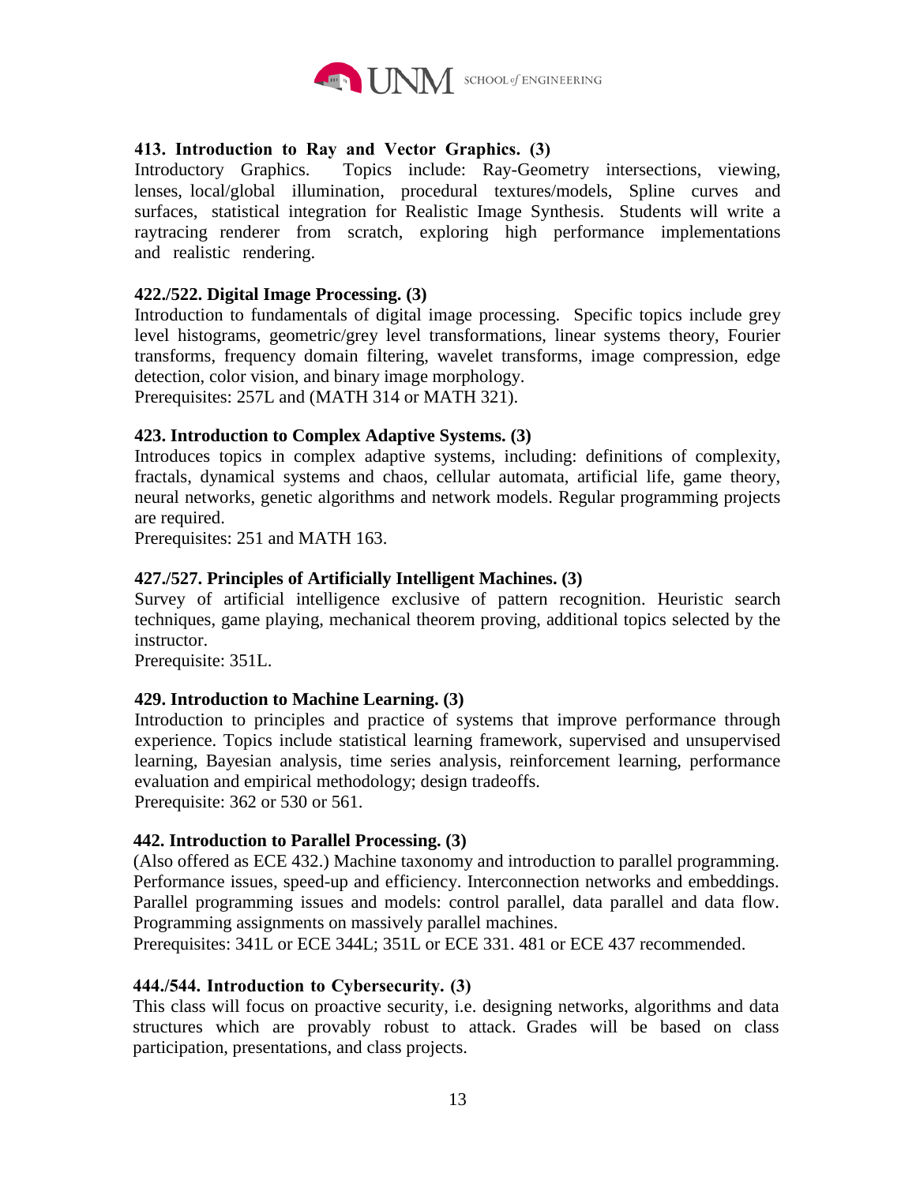**413. Introduction to Ray and Vector Graphics. (3)**
Introductory Graphics. Topics include: Ray-Geometry intersections, viewing, lenses, local/global illumination, procedural textures/models, Spline curves and surfaces, statistical integration for Realistic Image Synthesis. Students will write a raytracing renderer from scratch, exploring high performance implementations and realistic rendering.

**422./522. Digital Image Processing. (3)**
Introduction to fundamentals of digital image processing. Specific topics include grey level histograms, geometric/grey level transformations, linear systems theory, Fourier transforms, frequency domain filtering, wavelet transforms, image compression, edge detection, color vision, and binary image morphology.
Prerequisites: 257L and (MATH 314 or MATH 321).

**423. Introduction to Complex Adaptive Systems. (3)**
Introduces topics in complex adaptive systems, including: definitions of complexity, fractals, dynamical systems and chaos, cellular automata, artificial life, game theory, neural networks, genetic algorithms and network models. Regular programming projects are required.
Prerequisites: 251 and MATH 163.

**427./527. Principles of Artificially Intelligent Machines. (3)**
Survey of artificial intelligence exclusive of pattern recognition. Heuristic search techniques, game playing, mechanical theorem proving, additional topics selected by the instructor.
Prerequisite: 351L.

**429. Introduction to Machine Learning. (3)**
Introduction to principles and practice of systems that improve performance through experience. Topics include statistical learning framework, supervised and unsupervised learning, Bayesian analysis, time series analysis, reinforcement learning, performance evaluation and empirical methodology; design tradeoffs.
Prerequisite: 362 or 530 or 561.

**442. Introduction to Parallel Processing. (3)**
(Also offered as ECE 432.) Machine taxonomy and introduction to parallel programming. Performance issues, speed-up and efficiency. Interconnection networks and embeddings. Parallel programming issues and models: control parallel, data parallel and data flow. Programming assignments on massively parallel machines.
Prerequisites: 341L or ECE 344L; 351L or ECE 331. 481 or ECE 437 recommended.

**444./544. Introduction to Cybersecurity. (3)**
This class will focus on proactive security, i.e. designing networks, algorithms and data structures which are provably robust to attack. Grades will be based on class participation, presentations, and class projects.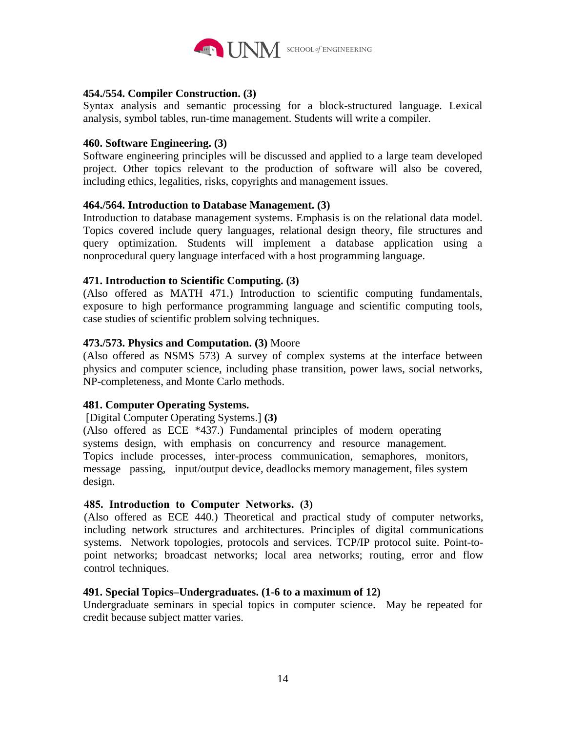**454./554. Compiler Construction. (3)**
Syntax analysis and semantic processing for a block-structured language. Lexical analysis, symbol tables, run-time management. Students will write a compiler.

**460. Software Engineering. (3)**
Software engineering principles will be discussed and applied to a large team developed project. Other topics relevant to the production of software will also be covered, including ethics, legalities, risks, copyrights and management issues.

**464./564. Introduction to Database Management. (3)**
Introduction to database management systems. Emphasis is on the relational data model. Topics covered include query languages, relational design theory, file structures and query optimization. Students will implement a database application using a nonprocedural query language interfaced with a host programming language.

**471. Introduction to Scientific Computing. (3)**
(Also offered as MATH 471.) Introduction to scientific computing fundamentals, exposure to high performance programming language and scientific computing tools, case studies of scientific problem solving techniques.

**473./573. Physics and Computation. (3)** Moore
(Also offered as NSMS 573) A survey of complex systems at the interface between physics and computer science, including phase transition, power laws, social networks, NP-completeness, and Monte Carlo methods.

**481. Computer Operating Systems.**
[Digital Computer Operating Systems.] **(3)**
(Also offered as ECE *437.) Fundamental principles of modern operating systems design, with emphasis on concurrency and resource management. Topics include processes, inter-process communication, semaphores, monitors, message passing, input/output device, deadlocks memory management, files system design.

**485. Introduction to Computer Networks. (3)**
(Also offered as ECE 440.) Theoretical and practical study of computer networks, including network structures and architectures. Principles of digital communications systems. Network topologies, protocols and services. TCP/IP protocol suite. Point-to-point networks; broadcast networks; local area networks; routing, error and flow control techniques.

**491. Special Topics–Undergraduates. (1-6 to a maximum of 12)**
Undergraduate seminars in special topics in computer science. May be repeated for credit because subject matter varies.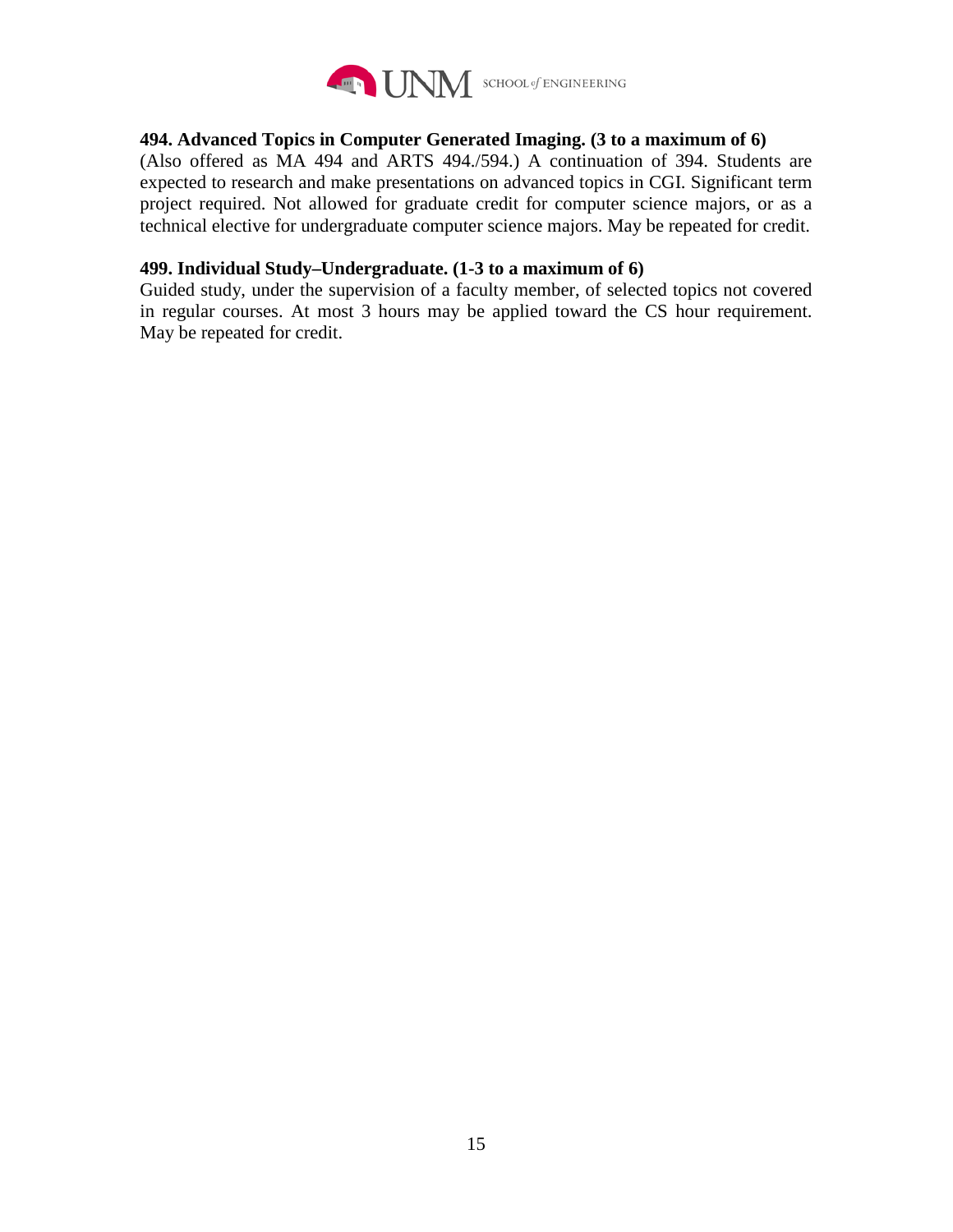**494. Advanced Topics in Computer Generated Imaging. (3 to a maximum of 6)**
(Also offered as MA 494 and ARTS 494./594.) A continuation of 394. Students are expected to research and make presentations on advanced topics in CGI. Significant term project required. Not allowed for graduate credit for computer science majors, or as a technical elective for undergraduate computer science majors. May be repeated for credit.

**499. Individual Study–Undergraduate. (1-3 to a maximum of 6)**
Guided study, under the supervision of a faculty member, of selected topics not covered in regular courses. At most 3 hours may be applied toward the CS hour requirement. May be repeated for credit.